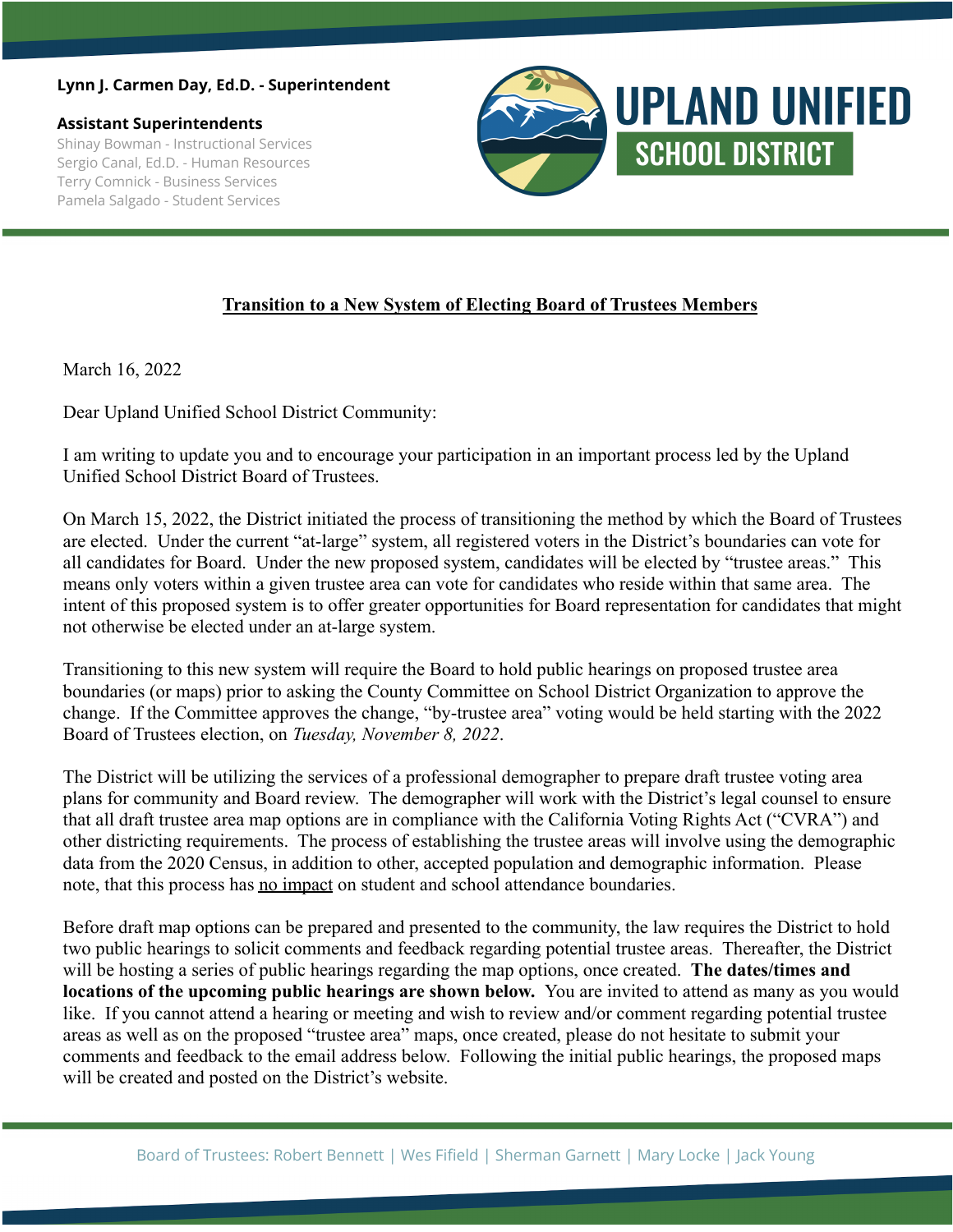**Lynn J. Carmen Day, Ed.D. - Superintendent**

**Assistant Superintendents**

Shinay Bowman - Instructional Services
Sergio Canal, Ed.D. - Human Resources
Terry Comnick - Business Services
Pamela Salgado - Student Services

**UPLAND UNIFIED SCHOOL DISTRICT**

## Transition to a New System of Electing Board of Trustees Members

March 16, 2022

Dear Upland Unified School District Community:

I am writing to update you and to encourage your participation in an important process led by the Upland Unified School District Board of Trustees.

On March 15, 2022, the District initiated the process of transitioning the method by which the Board of Trustees are elected. Under the current "at-large" system, all registered voters in the District's boundaries can vote for all candidates for Board. Under the new proposed system, candidates will be elected by "trustee areas." This means only voters within a given trustee area can vote for candidates who reside within that same area. The intent of this proposed system is to offer greater opportunities for Board representation for candidates that might not otherwise be elected under an at-large system.

Transitioning to this new system will require the Board to hold public hearings on proposed trustee area boundaries (or maps) prior to asking the County Committee on School District Organization to approve the change. If the Committee approves the change, "by-trustee area" voting would be held starting with the 2022 Board of Trustees election, on *Tuesday, November 8, 2022*.

The District will be utilizing the services of a professional demographer to prepare draft trustee voting area plans for community and Board review. The demographer will work with the District's legal counsel to ensure that all draft trustee area map options are in compliance with the California Voting Rights Act ("CVRA") and other districting requirements. The process of establishing the trustee areas will involve using the demographic data from the 2020 Census, in addition to other, accepted population and demographic information. Please note, that this process has no impact on student and school attendance boundaries.

Before draft map options can be prepared and presented to the community, the law requires the District to hold two public hearings to solicit comments and feedback regarding potential trustee areas. Thereafter, the District will be hosting a series of public hearings regarding the map options, once created. **The dates/times and locations of the upcoming public hearings are shown below.** You are invited to attend as many as you would like. If you cannot attend a hearing or meeting and wish to review and/or comment regarding potential trustee areas as well as on the proposed "trustee area" maps, once created, please do not hesitate to submit your comments and feedback to the email address below. Following the initial public hearings, the proposed maps will be created and posted on the District's website.

Board of Trustees: Robert Bennett | Wes Fifield | Sherman Garnett | Mary Locke | Jack Young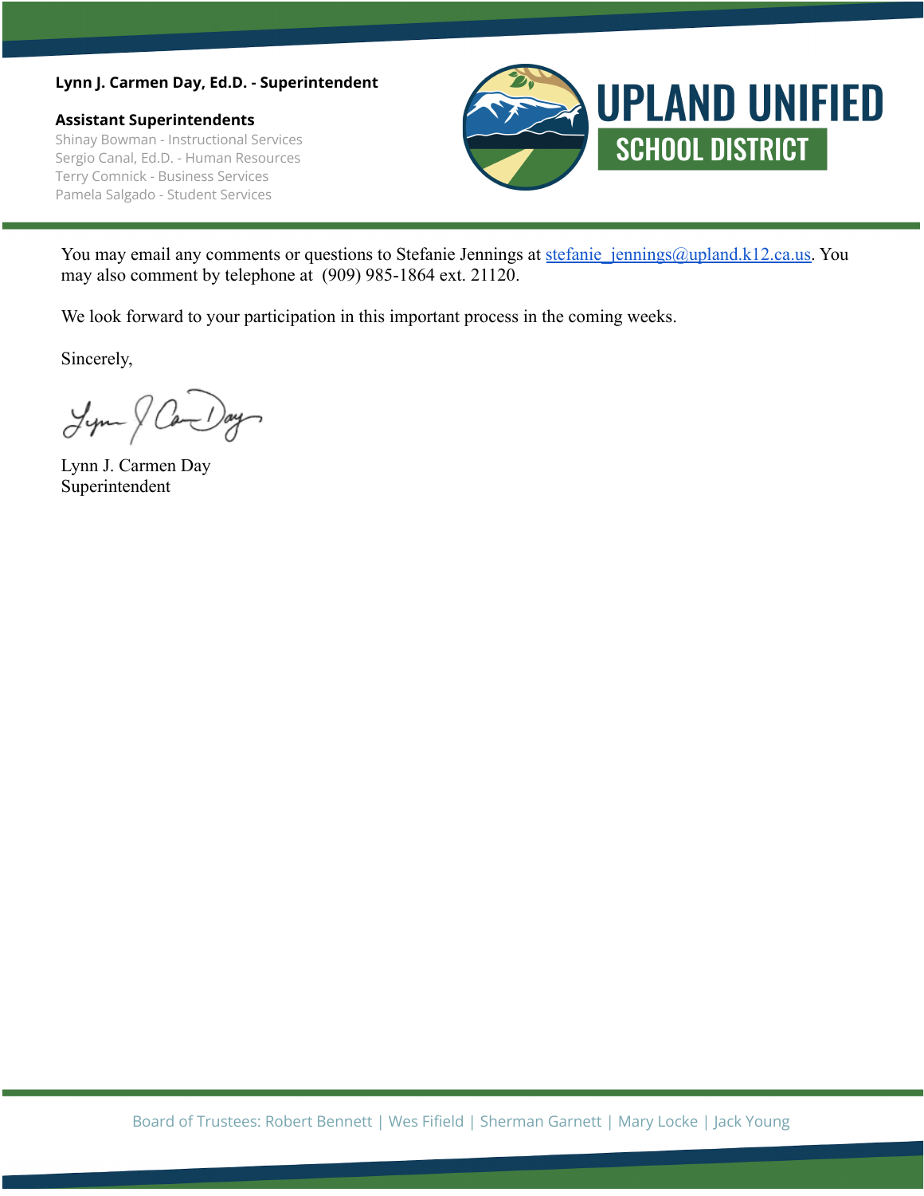You may email any comments or questions to Stefanie Jennings at stefanie_jennings@upland.k12.ca.us. You may also comment by telephone at (909) 985-1864 ext. 21120.

We look forward to your participation in this important process in the coming weeks.

Sincerely,

Lynn J. Carmen Day
Superintendent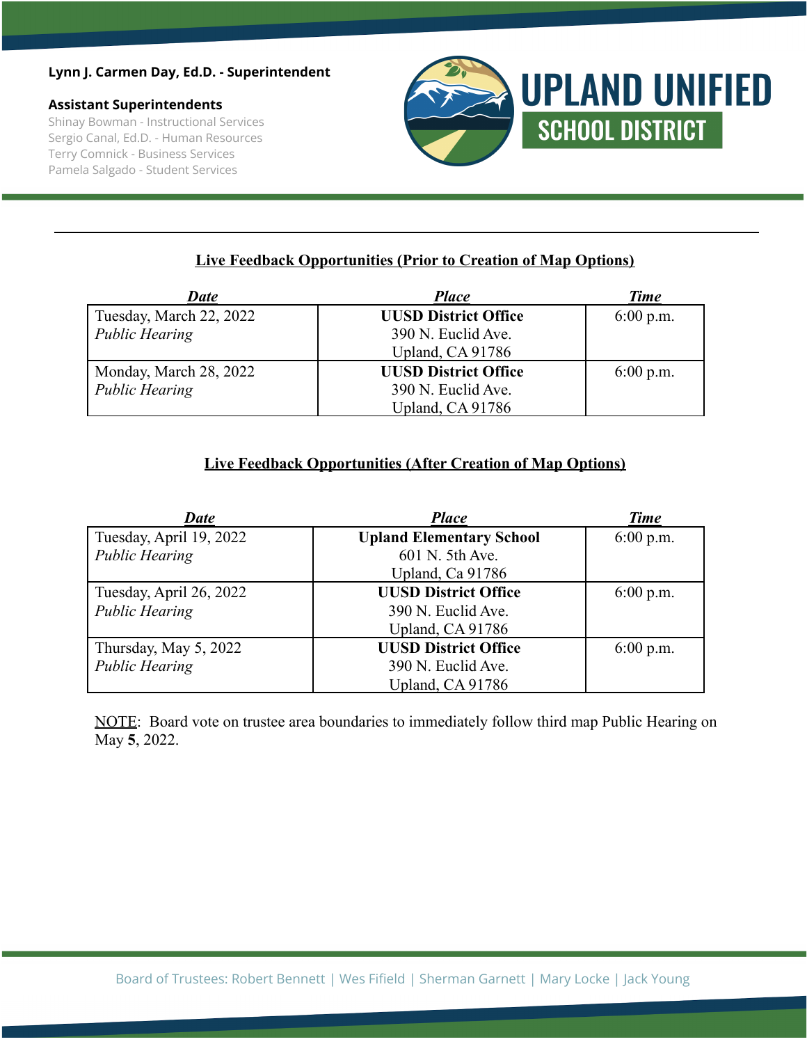Lynn J. Carmen Day, Ed.D. - Superintendent

**Assistant Superintendents**
Shinay Bowman - Instructional Services
Sergio Canal, Ed.D. - Human Resources
Terry Comnick - Business Services
Pamela Salgado - Student Services

UPLAND UNIFIED SCHOOL DISTRICT

---

## Live Feedback Opportunities (Prior to Creation of Map Options)

| ***Date*** | ***Place*** | ***Time*** |
|---|---|---|
| Tuesday, March 22, 2022<br>*Public Hearing* | **UUSD District Office**<br>390 N. Euclid Ave.<br>Upland, CA 91786 | 6:00 p.m. |
| Monday, March 28, 2022<br>*Public Hearing* | **UUSD District Office**<br>390 N. Euclid Ave.<br>Upland, CA 91786 | 6:00 p.m. |

## Live Feedback Opportunities (After Creation of Map Options)

| ***Date*** | ***Place*** | ***Time*** |
|---|---|---|
| Tuesday, April 19, 2022<br>*Public Hearing* | **Upland Elementary School**<br>601 N. 5th Ave.<br>Upland, Ca 91786 | 6:00 p.m. |
| Tuesday, April 26, 2022<br>*Public Hearing* | **UUSD District Office**<br>390 N. Euclid Ave.<br>Upland, CA 91786 | 6:00 p.m. |
| Thursday, May 5, 2022<br>*Public Hearing* | **UUSD District Office**<br>390 N. Euclid Ave.<br>Upland, CA 91786 | 6:00 p.m. |

NOTE: Board vote on trustee area boundaries to immediately follow third map Public Hearing on May **5**, 2022.

Board of Trustees: Robert Bennett | Wes Fifield | Sherman Garnett | Mary Locke | Jack Young